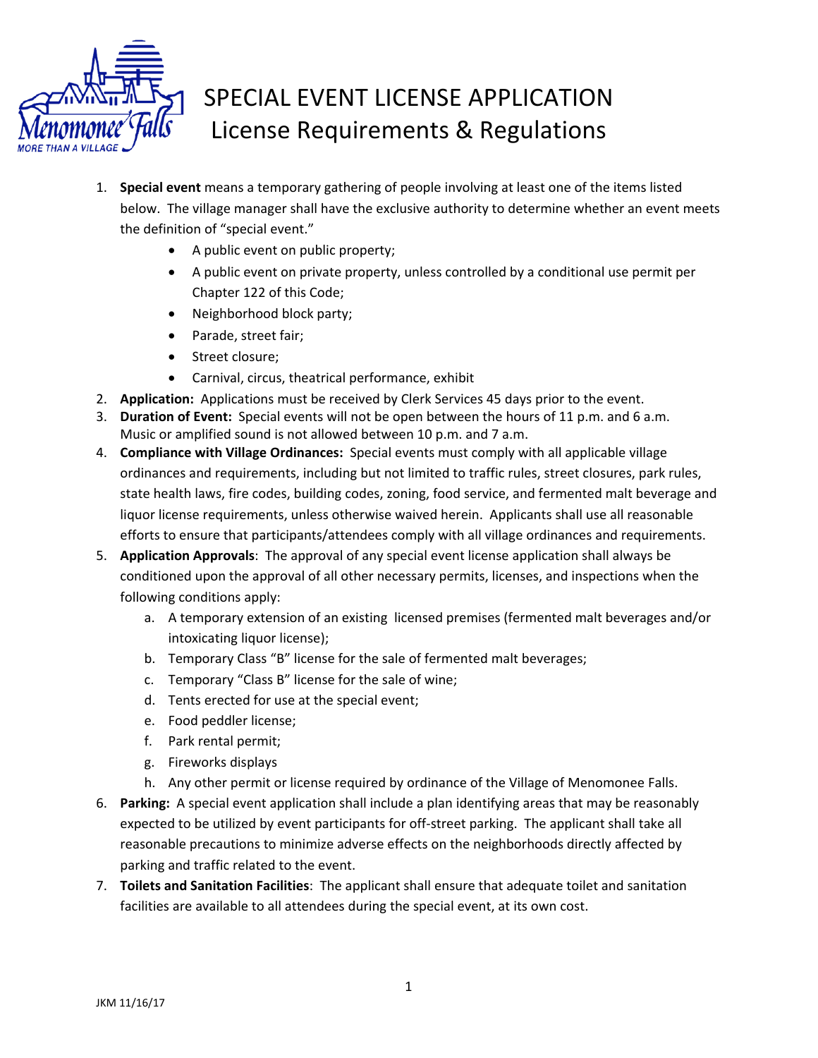# SPECIAL EVENT LICENSE APPLICATION
## License Requirements & Regulations

1. **Special event** means a temporary gathering of people involving at least one of the items listed below. The village manager shall have the exclusive authority to determine whether an event meets the definition of "special event."
   - A public event on public property;
   - A public event on private property, unless controlled by a conditional use permit per Chapter 122 of this Code;
   - Neighborhood block party;
   - Parade, street fair;
   - Street closure;
   - Carnival, circus, theatrical performance, exhibit
2. **Application:** Applications must be received by Clerk Services 45 days prior to the event.
3. **Duration of Event:** Special events will not be open between the hours of 11 p.m. and 6 a.m. Music or amplified sound is not allowed between 10 p.m. and 7 a.m.
4. **Compliance with Village Ordinances:** Special events must comply with all applicable village ordinances and requirements, including but not limited to traffic rules, street closures, park rules, state health laws, fire codes, building codes, zoning, food service, and fermented malt beverage and liquor license requirements, unless otherwise waived herein. Applicants shall use all reasonable efforts to ensure that participants/attendees comply with all village ordinances and requirements.
5. **Application Approvals**: The approval of any special event license application shall always be conditioned upon the approval of all other necessary permits, licenses, and inspections when the following conditions apply:
   a. A temporary extension of an existing licensed premises (fermented malt beverages and/or intoxicating liquor license);
   b. Temporary Class "B" license for the sale of fermented malt beverages;
   c. Temporary "Class B" license for the sale of wine;
   d. Tents erected for use at the special event;
   e. Food peddler license;
   f. Park rental permit;
   g. Fireworks displays
   h. Any other permit or license required by ordinance of the Village of Menomonee Falls.
6. **Parking:** A special event application shall include a plan identifying areas that may be reasonably expected to be utilized by event participants for off-street parking. The applicant shall take all reasonable precautions to minimize adverse effects on the neighborhoods directly affected by parking and traffic related to the event.
7. **Toilets and Sanitation Facilities**: The applicant shall ensure that adequate toilet and sanitation facilities are available to all attendees during the special event, at its own cost.

JKM 11/16/17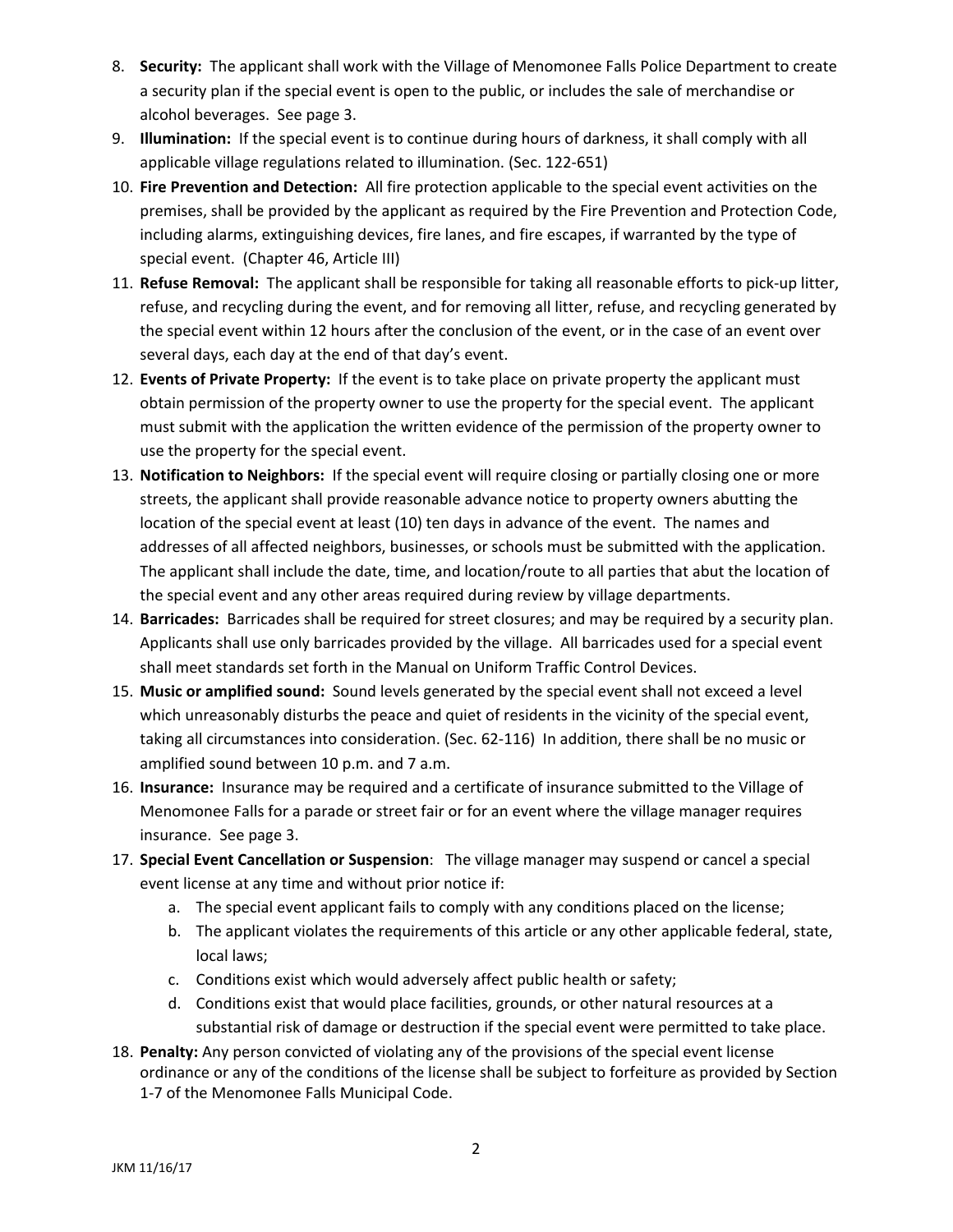8. **Security:** The applicant shall work with the Village of Menomonee Falls Police Department to create a security plan if the special event is open to the public, or includes the sale of merchandise or alcohol beverages. See page 3.
9. **Illumination:** If the special event is to continue during hours of darkness, it shall comply with all applicable village regulations related to illumination. (Sec. 122-651)
10. **Fire Prevention and Detection:** All fire protection applicable to the special event activities on the premises, shall be provided by the applicant as required by the Fire Prevention and Protection Code, including alarms, extinguishing devices, fire lanes, and fire escapes, if warranted by the type of special event. (Chapter 46, Article III)
11. **Refuse Removal:** The applicant shall be responsible for taking all reasonable efforts to pick-up litter, refuse, and recycling during the event, and for removing all litter, refuse, and recycling generated by the special event within 12 hours after the conclusion of the event, or in the case of an event over several days, each day at the end of that day's event.
12. **Events of Private Property:** If the event is to take place on private property the applicant must obtain permission of the property owner to use the property for the special event. The applicant must submit with the application the written evidence of the permission of the property owner to use the property for the special event.
13. **Notification to Neighbors:** If the special event will require closing or partially closing one or more streets, the applicant shall provide reasonable advance notice to property owners abutting the location of the special event at least (10) ten days in advance of the event. The names and addresses of all affected neighbors, businesses, or schools must be submitted with the application. The applicant shall include the date, time, and location/route to all parties that abut the location of the special event and any other areas required during review by village departments.
14. **Barricades:** Barricades shall be required for street closures; and may be required by a security plan. Applicants shall use only barricades provided by the village. All barricades used for a special event shall meet standards set forth in the Manual on Uniform Traffic Control Devices.
15. **Music or amplified sound:** Sound levels generated by the special event shall not exceed a level which unreasonably disturbs the peace and quiet of residents in the vicinity of the special event, taking all circumstances into consideration. (Sec. 62-116) In addition, there shall be no music or amplified sound between 10 p.m. and 7 a.m.
16. **Insurance:** Insurance may be required and a certificate of insurance submitted to the Village of Menomonee Falls for a parade or street fair or for an event where the village manager requires insurance. See page 3.
17. **Special Event Cancellation or Suspension**: The village manager may suspend or cancel a special event license at any time and without prior notice if:
    a. The special event applicant fails to comply with any conditions placed on the license;
    b. The applicant violates the requirements of this article or any other applicable federal, state, local laws;
    c. Conditions exist which would adversely affect public health or safety;
    d. Conditions exist that would place facilities, grounds, or other natural resources at a substantial risk of damage or destruction if the special event were permitted to take place.
18. **Penalty:** Any person convicted of violating any of the provisions of the special event license ordinance or any of the conditions of the license shall be subject to forfeiture as provided by Section 1-7 of the Menomonee Falls Municipal Code.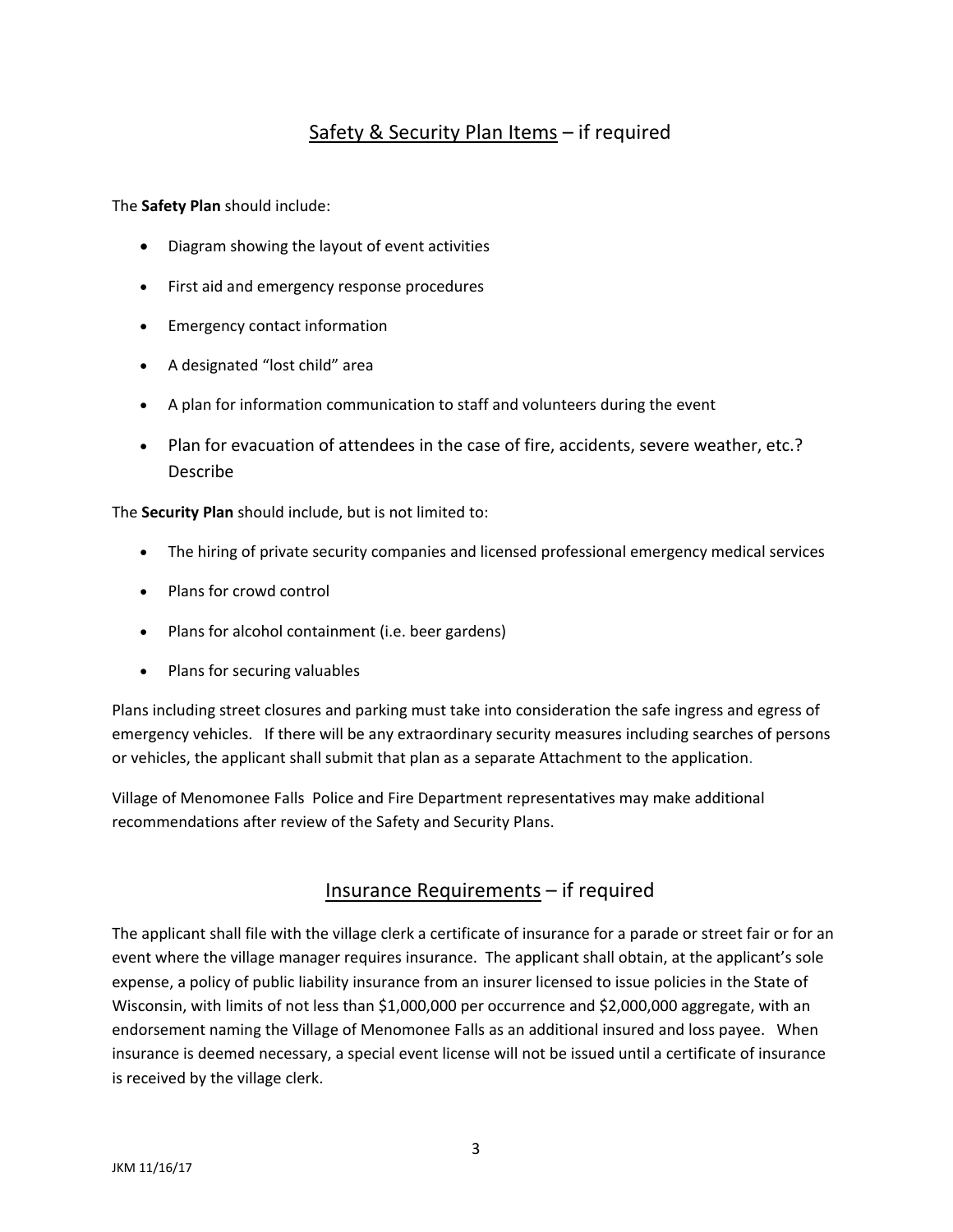## Safety & Security Plan Items – if required

The **Safety Plan** should include:

- Diagram showing the layout of event activities
- First aid and emergency response procedures
- Emergency contact information
- A designated "lost child" area
- A plan for information communication to staff and volunteers during the event
- Plan for evacuation of attendees in the case of fire, accidents, severe weather, etc.? Describe

The **Security Plan** should include, but is not limited to:

- The hiring of private security companies and licensed professional emergency medical services
- Plans for crowd control
- Plans for alcohol containment (i.e. beer gardens)
- Plans for securing valuables

Plans including street closures and parking must take into consideration the safe ingress and egress of emergency vehicles. If there will be any extraordinary security measures including searches of persons or vehicles, the applicant shall submit that plan as a separate Attachment to the application.

Village of Menomonee Falls Police and Fire Department representatives may make additional recommendations after review of the Safety and Security Plans.

## Insurance Requirements – if required

The applicant shall file with the village clerk a certificate of insurance for a parade or street fair or for an event where the village manager requires insurance. The applicant shall obtain, at the applicant's sole expense, a policy of public liability insurance from an insurer licensed to issue policies in the State of Wisconsin, with limits of not less than $1,000,000 per occurrence and $2,000,000 aggregate, with an endorsement naming the Village of Menomonee Falls as an additional insured and loss payee. When insurance is deemed necessary, a special event license will not be issued until a certificate of insurance is received by the village clerk.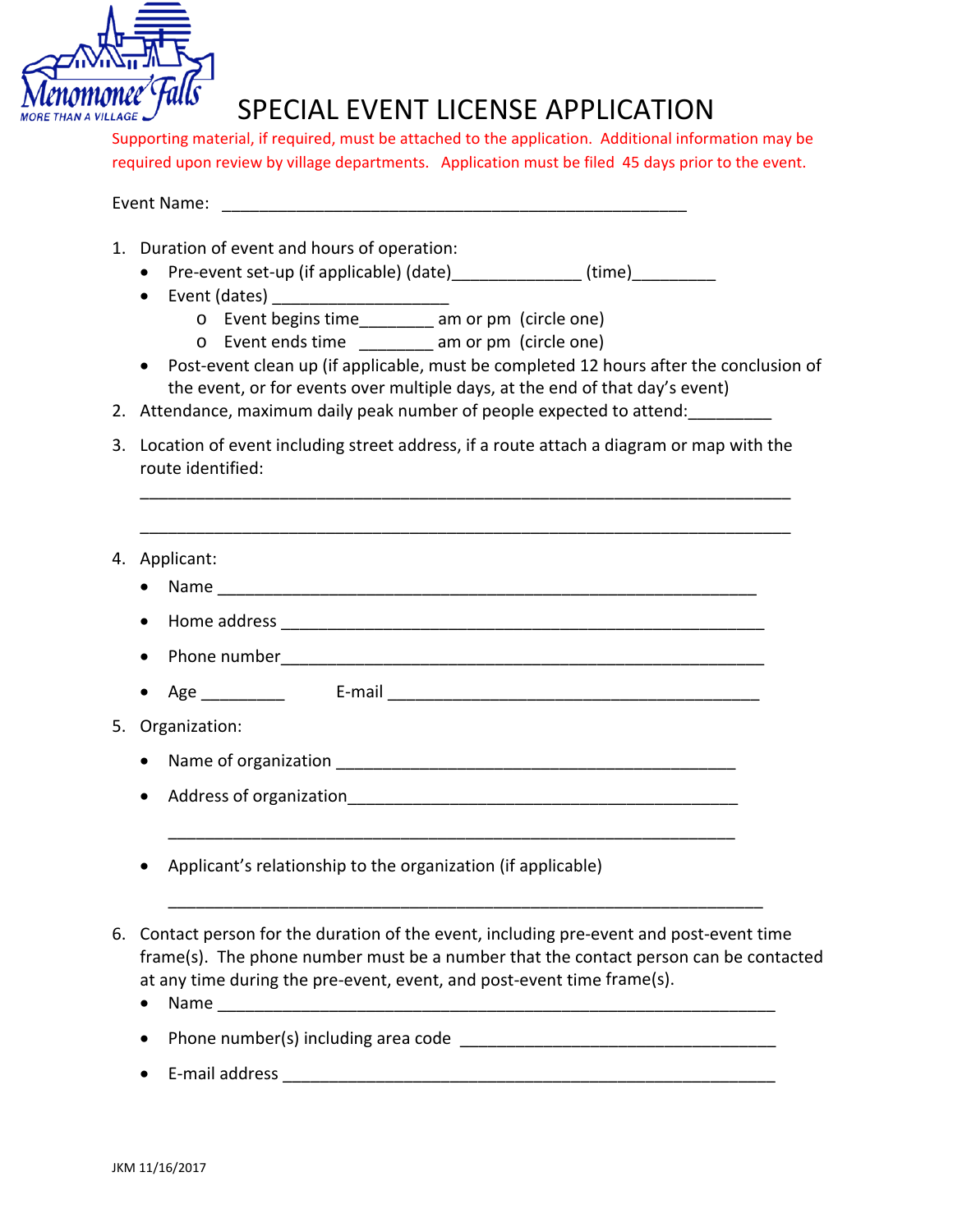Menomonee Falls
MORE THAN A VILLAGE

# SPECIAL EVENT LICENSE APPLICATION

Supporting material, if required, must be attached to the application. Additional information may be required upon review by village departments. Application must be filed 45 days prior to the event.

Event Name: ___________________________________________________

1. Duration of event and hours of operation:
   - Pre-event set-up (if applicable) (date)______________ (time)_________
   - Event (dates) __________________
     - Event begins time________ am or pm (circle one)
     - Event ends time ________ am or pm (circle one)
   - Post-event clean up (if applicable, must be completed 12 hours after the conclusion of the event, or for events over multiple days, at the end of that day's event)
2. Attendance, maximum daily peak number of people expected to attend:_________
3. Location of event including street address, if a route attach a diagram or map with the route identified:

   ________________________________________________________________________

   ________________________________________________________________________

4. Applicant:
   - Name ___________________________________________________________
   - Home address _____________________________________________________
   - Phone number______________________________________________________
   - Age _________ E-mail _________________________________________
5. Organization:
   - Name of organization ____________________________________________
   - Address of organization___________________________________________

     ______________________________________________________________
   - Applicant's relationship to the organization (if applicable)

     ________________________________________________________________
6. Contact person for the duration of the event, including pre-event and post-event time frame(s). The phone number must be a number that the contact person can be contacted at any time during the pre-event, event, and post-event time frame(s).
   - Name ______________________________________________________________
   - Phone number(s) including area code _________________________________
   - E-mail address _____________________________________________________

JKM 11/16/2017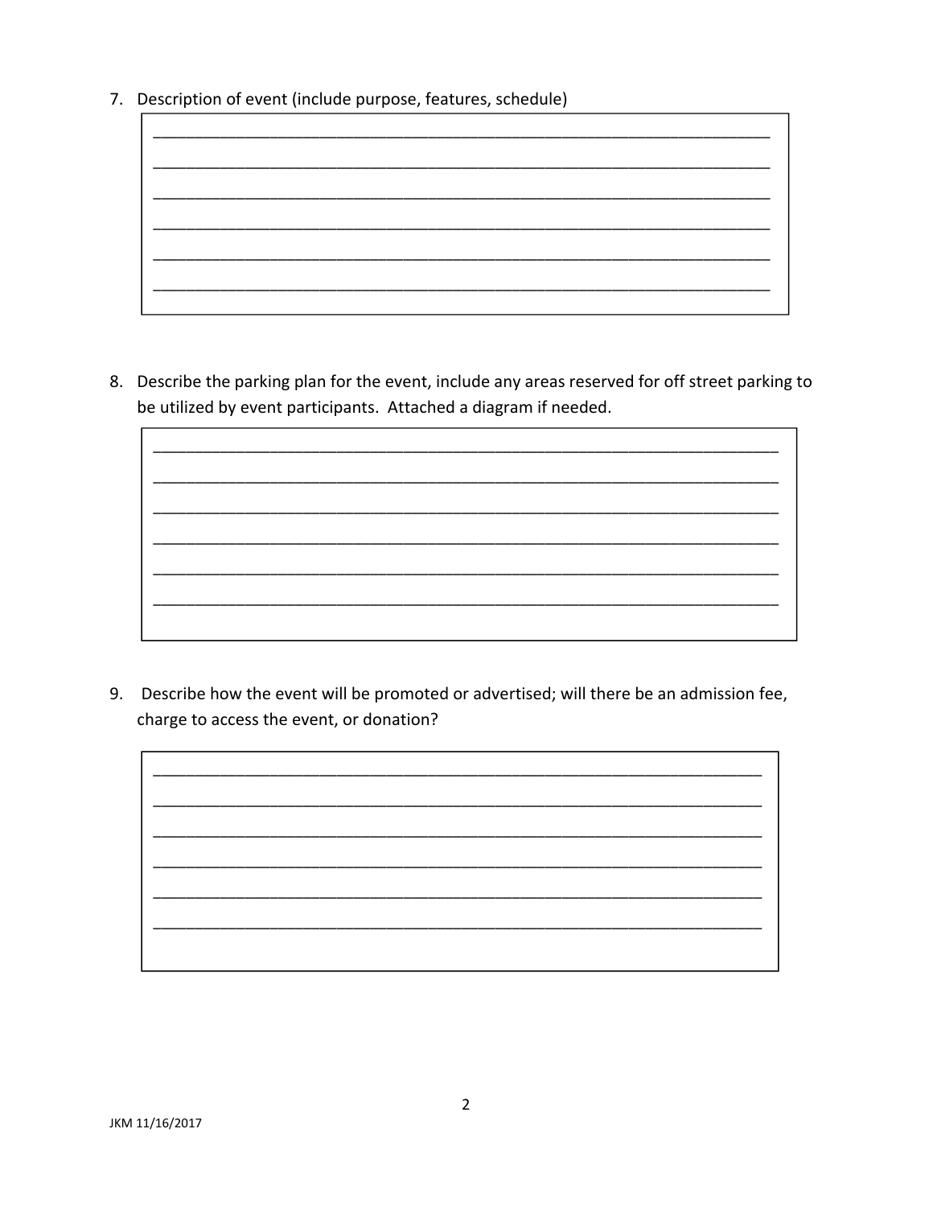7. Description of event (include purpose, features, schedule)

____________________________________________________________________
____________________________________________________________________
____________________________________________________________________
____________________________________________________________________
____________________________________________________________________
____________________________________________________________________

8. Describe the parking plan for the event, include any areas reserved for off street parking to be utilized by event participants. Attached a diagram if needed.

____________________________________________________________________
____________________________________________________________________
____________________________________________________________________
____________________________________________________________________
____________________________________________________________________
____________________________________________________________________

9. Describe how the event will be promoted or advertised; will there be an admission fee, charge to access the event, or donation?

____________________________________________________________________
____________________________________________________________________
____________________________________________________________________
____________________________________________________________________
____________________________________________________________________
____________________________________________________________________

JKM 11/16/2017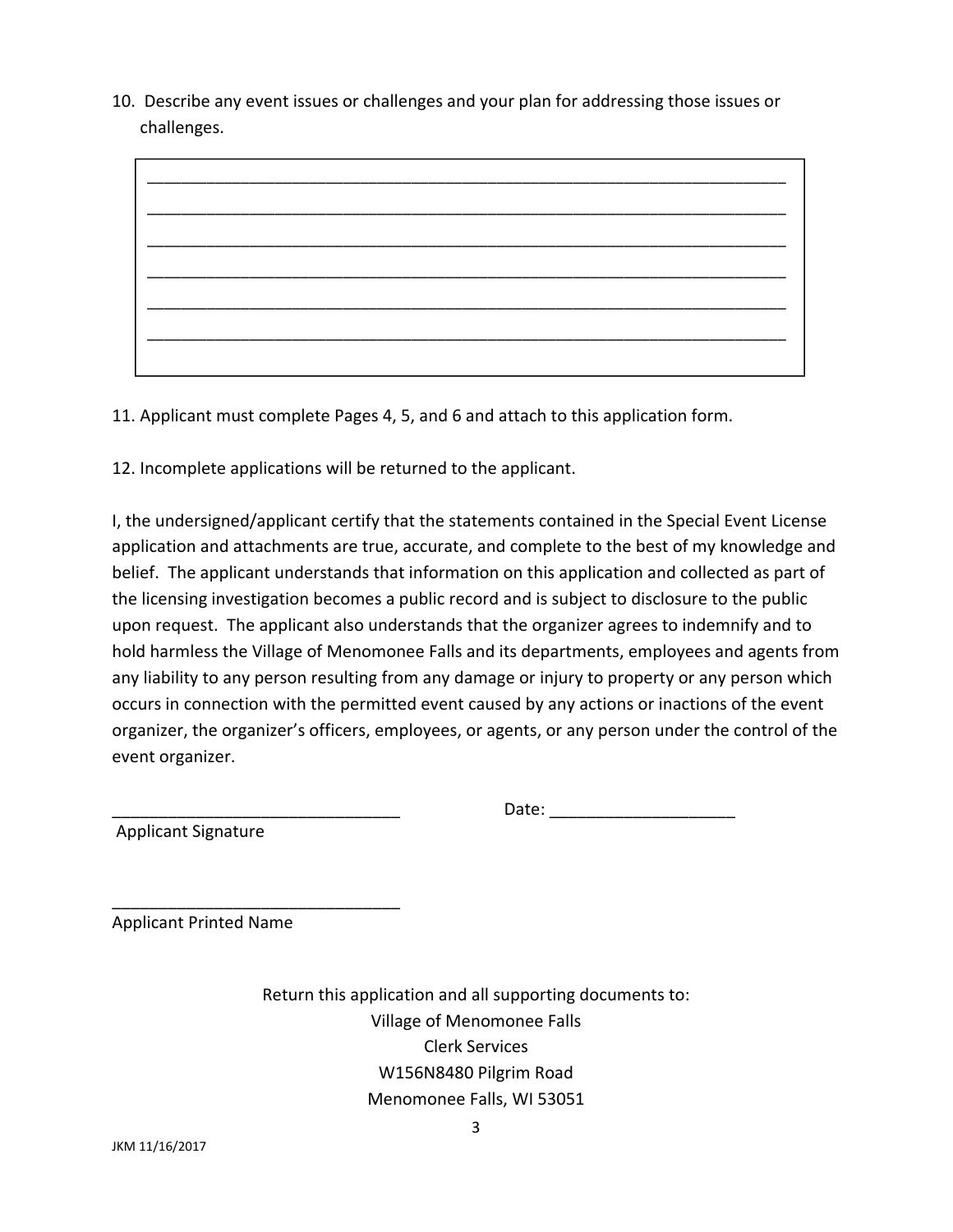10. Describe any event issues or challenges and your plan for addressing those issues or challenges.

| |
|---|
| ______________________________________________________________________ |
| ______________________________________________________________________ |
| ______________________________________________________________________ |
| ______________________________________________________________________ |
| ______________________________________________________________________ |
| ______________________________________________________________________ |

11. Applicant must complete Pages 4, 5, and 6 and attach to this application form.

12. Incomplete applications will be returned to the applicant.

I, the undersigned/applicant certify that the statements contained in the Special Event License application and attachments are true, accurate, and complete to the best of my knowledge and belief. The applicant understands that information on this application and collected as part of the licensing investigation becomes a public record and is subject to disclosure to the public upon request. The applicant also understands that the organizer agrees to indemnify and to hold harmless the Village of Menomonee Falls and its departments, employees and agents from any liability to any person resulting from any damage or injury to property or any person which occurs in connection with the permitted event caused by any actions or inactions of the event organizer, the organizer's officers, employees, or agents, or any person under the control of the event organizer.

_______________________________ Date: ____________________

Applicant Signature

_______________________________

Applicant Printed Name

Return this application and all supporting documents to:
Village of Menomonee Falls
Clerk Services
W156N8480 Pilgrim Road
Menomonee Falls, WI 53051

JKM 11/16/2017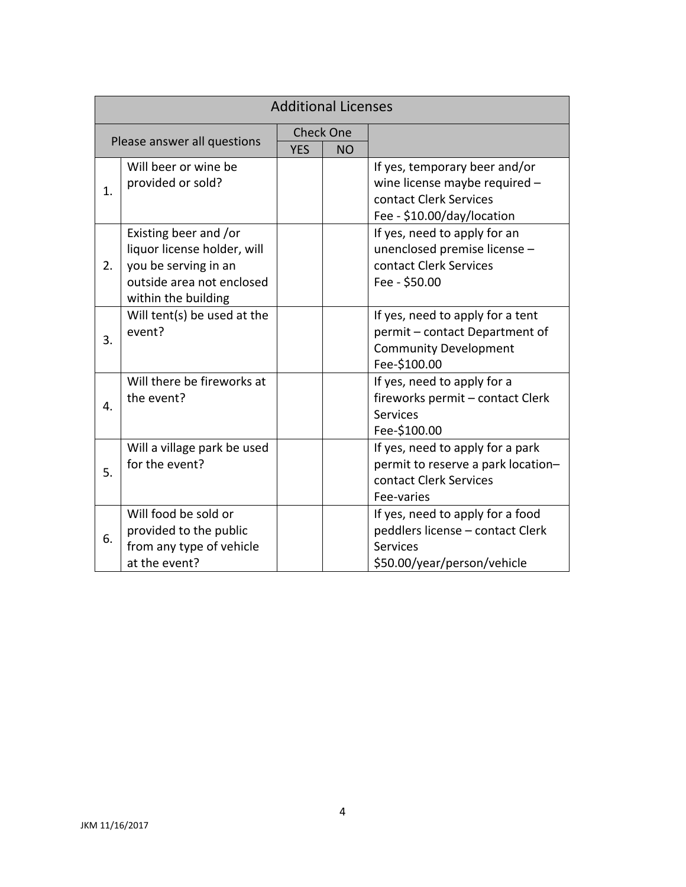| Additional Licenses | | | | |
|---|---|---|---|---|
| Please answer all questions | | Check One | | |
| | | YES | NO | |
| 1. | Will beer or wine be provided or sold? | | | If yes, temporary beer and/or wine license maybe required – contact Clerk Services Fee - $10.00/day/location |
| 2. | Existing beer and /or liquor license holder, will you be serving in an outside area not enclosed within the building | | | If yes, need to apply for an unenclosed premise license – contact Clerk Services Fee - $50.00 |
| 3. | Will tent(s) be used at the event? | | | If yes, need to apply for a tent permit – contact Department of Community Development Fee-$100.00 |
| 4. | Will there be fireworks at the event? | | | If yes, need to apply for a fireworks permit – contact Clerk Services Fee-$100.00 |
| 5. | Will a village park be used for the event? | | | If yes, need to apply for a park permit to reserve a park location– contact Clerk Services Fee-varies |
| 6. | Will food be sold or provided to the public from any type of vehicle at the event? | | | If yes, need to apply for a food peddlers license – contact Clerk Services $50.00/year/person/vehicle |

JKM 11/16/2017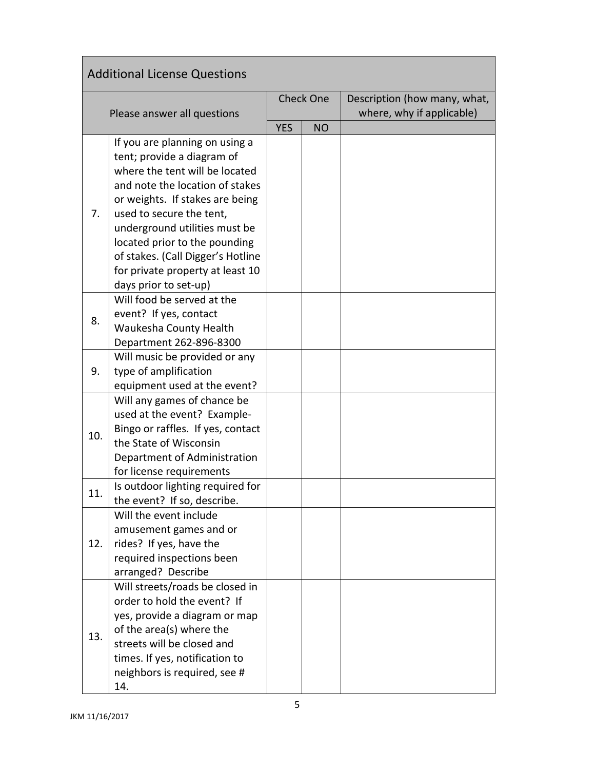## Additional License Questions

| Please answer all questions | | Check One | | Description (how many, what, where, why if applicable) |
|---|---|---|---|---|
| | | YES | NO | |
| 7. | If you are planning on using a tent; provide a diagram of where the tent will be located and note the location of stakes or weights. If stakes are being used to secure the tent, underground utilities must be located prior to the pounding of stakes. (Call Digger's Hotline for private property at least 10 days prior to set-up) | | | |
| 8. | Will food be served at the event? If yes, contact Waukesha County Health Department 262-896-8300 | | | |
| 9. | Will music be provided or any type of amplification equipment used at the event? | | | |
| 10. | Will any games of chance be used at the event? Example- Bingo or raffles. If yes, contact the State of Wisconsin Department of Administration for license requirements | | | |
| 11. | Is outdoor lighting required for the event? If so, describe. | | | |
| 12. | Will the event include amusement games and or rides? If yes, have the required inspections been arranged? Describe | | | |
| 13. | Will streets/roads be closed in order to hold the event? If yes, provide a diagram or map of the area(s) where the streets will be closed and times. If yes, notification to neighbors is required, see # 14. | | | |

JKM 11/16/2017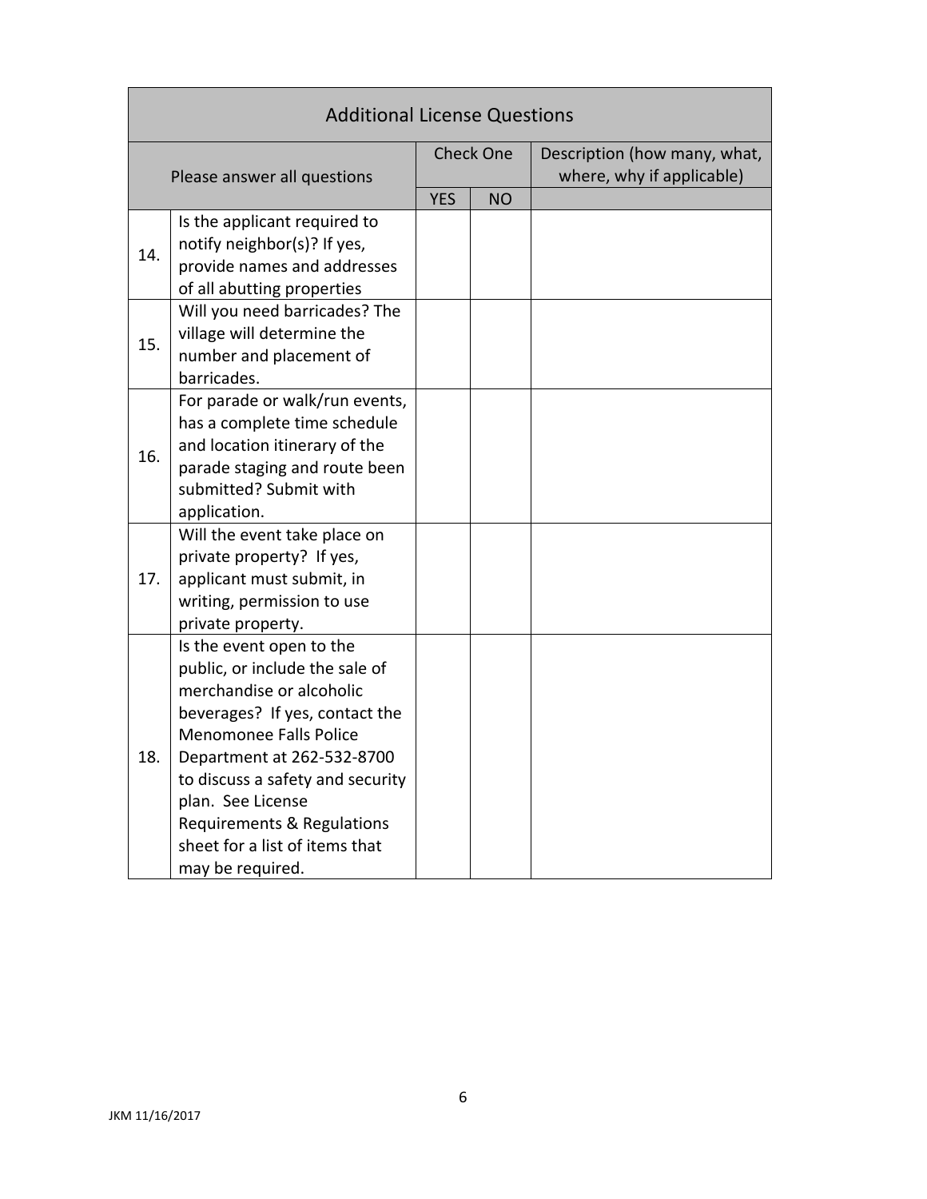| Additional License Questions | | | | |
|---|---|---|---|---|
| Please answer all questions | | Check One | | Description (how many, what, where, why if applicable) |
| | | YES | NO | |
| 14. | Is the applicant required to notify neighbor(s)? If yes, provide names and addresses of all abutting properties | | | |
| 15. | Will you need barricades? The village will determine the number and placement of barricades. | | | |
| 16. | For parade or walk/run events, has a complete time schedule and location itinerary of the parade staging and route been submitted? Submit with application. | | | |
| 17. | Will the event take place on private property? If yes, applicant must submit, in writing, permission to use private property. | | | |
| 18. | Is the event open to the public, or include the sale of merchandise or alcoholic beverages? If yes, contact the Menomonee Falls Police Department at 262-532-8700 to discuss a safety and security plan. See License Requirements & Regulations sheet for a list of items that may be required. | | | |

JKM 11/16/2017